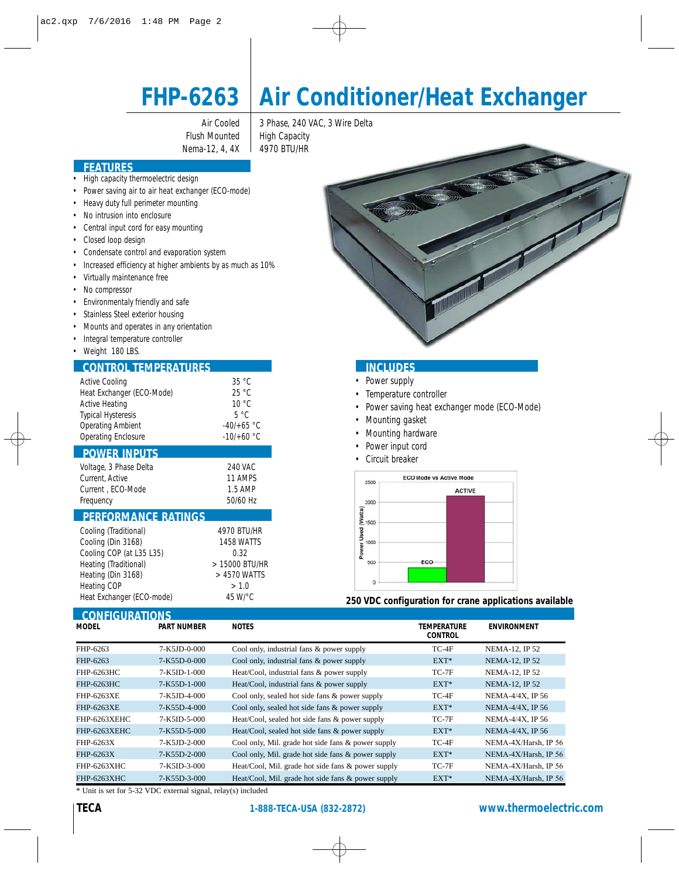# FHP-6263 Air Conditioner/Heat Exchanger

Air Cooled
Flush Mounted
Nema-12, 4, 4X

3 Phase, 240 VAC, 3 Wire Delta
High Capacity
4970 BTU/HR

## FEATURES

- High capacity thermoelectric design
- Power saving air to air heat exchanger (ECO-mode)
- Heavy duty full perimeter mounting
- No intrusion into enclosure
- Central input cord for easy mounting
- Closed loop design
- Condensate control and evaporation system
- Increased efficiency at higher ambients by as much as 10%
- Virtually maintenance free
- No compressor
- Environmentaly friendly and safe
- Stainless Steel exterior housing
- Mounts and operates in any orientation
- Integral temperature controller
- Weight 180 LBS.

## CONTROL TEMPERATURES

| | |
|---|---|
| Active Cooling | 35 °C |
| Heat Exchanger (ECO-Mode) | 25 °C |
| Active Heating | 10 °C |
| Typical Hysteresis | 5 °C |
| Operating Ambient | -40/+65 °C |
| Operating Enclosure | -10/+60 °C |

## POWER INPUTS

| | |
|---|---|
| Voltage, 3 Phase Delta | 240 VAC |
| Current, Active | 11 AMPS |
| Current , ECO-Mode | 1.5 AMP |
| Frequency | 50/60 Hz |

## PERFORMANCE RATINGS

| | |
|---|---|
| Cooling (Traditional) | 4970 BTU/HR |
| Cooling (Din 3168) | 1458 WATTS |
| Cooling COP (at L35 L35) | 0.32 |
| Heating (Traditional) | > 15000 BTU/HR |
| Heating (Din 3168) | > 4570 WATTS |
| Heating COP | > 1.0 |
| Heat Exchanger (ECO-mode) | 45 W/°C |

## INCLUDES

- Power supply
- Temperature controller
- Power saving heat exchanger mode (ECO-Mode)
- Mounting gasket
- Mounting hardware
- Power input cord
- Circuit breaker

ECO Mode vs Active Mode

250 VDC configuration for crane applications available

## CONFIGURATIONS

| MODEL | PART NUMBER | NOTES | TEMPERATURE CONTROL | ENVIRONMENT |
|---|---|---|---|---|
| FHP-6263 | 7-K5JD-0-000 | Cool only, industrial fans & power supply | TC-4F | NEMA-12, IP 52 |
| FHP-6263 | 7-K55D-0-000 | Cool only, industrial fans & power supply | EXT* | NEMA-12, IP 52 |
| FHP-6263HC | 7-K5ID-1-000 | Heat/Cool, industrial fans & power supply | TC-7F | NEMA-12, IP 52 |
| FHP-6263HC | 7-K55D-1-000 | Heat/Cool, industrial fans & power supply | EXT* | NEMA-12, IP 52 |
| FHP-6263XE | 7-K5JD-4-000 | Cool only, sealed hot side fans & power supply | TC-4F | NEMA-4/4X, IP 56 |
| FHP-6263XE | 7-K55D-4-000 | Cool only, sealed hot side fans & power supply | EXT* | NEMA-4/4X, IP 56 |
| FHP-6263XEHC | 7-K5ID-5-000 | Heat/Cool, sealed hot side fans & power supply | TC-7F | NEMA-4/4X, IP 56 |
| FHP-6263XEHC | 7-K55D-5-000 | Heat/Cool, sealed hot side fans & power supply | EXT* | NEMA-4/4X, IP 56 |
| FHP-6263X | 7-K5JD-2-000 | Cool only, Mil. grade hot side fans & power supply | TC-4F | NEMA-4X/Harsh, IP 56 |
| FHP-6263X | 7-K55D-2-000 | Cool only, Mil. grade hot side fans & power supply | EXT* | NEMA-4X/Harsh, IP 56 |
| FHP-6263XHC | 7-K5ID-3-000 | Heat/Cool, Mil. grade hot side fans & power supply | TC-7F | NEMA-4X/Harsh, IP 56 |
| FHP-6263XHC | 7-K55D-3-000 | Heat/Cool, Mil. grade hot side fans & power supply | EXT* | NEMA-4X/Harsh, IP 56 |

* Unit is set for 5-32 VDC external signal, relay(s) included

TECA 1-888-TECA-USA (832-2872) www.thermoelectric.com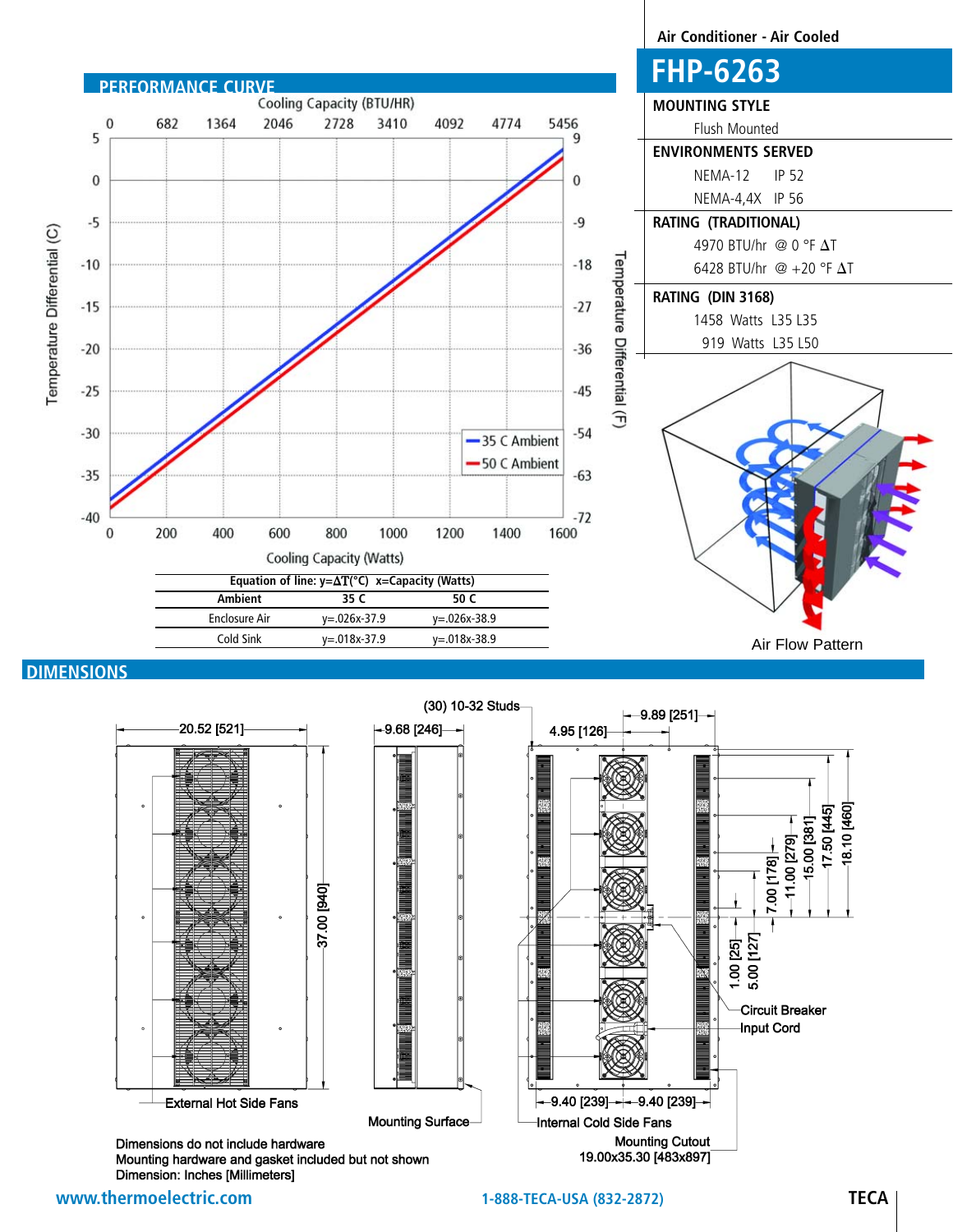Air Conditioner - Air Cooled

# FHP-6263

**MOUNTING STYLE**

Flush Mounted

**ENVIRONMENTS SERVED**

NEMA-12 IP 52

NEMA-4,4X IP 56

**RATING (TRADITIONAL)**

4970 BTU/hr @ 0 °F ΔT

6428 BTU/hr @ +20 °F ΔT

**RATING (DIN 3168)**

1458 Watts L35 L35

919 Watts L35 L50

## PERFORMANCE CURVE

Cooling Capacity (BTU/HR)

0 682 1364 2046 2728 3410 4092 4774 5456

Temperature Differential (C)

5 0 -5 -10 -15 -20 -25 -30 -35 -40

Temperature Differential (F)

9 0 -9 -18 -27 -36 -45 -54 -63 -72

35 C Ambient

50 C Ambient

0 200 400 600 800 1000 1200 1400 1600

Cooling Capacity (Watts)

| Equation of line: y=ΔT(°C) x=Capacity (Watts) | | |
|---|---|---|
| Ambient | 35 C | 50 C |
| Enclosure Air | y=.026x-37.9 | y=.026x-38.9 |
| Cold Sink | y=.018x-37.9 | y=.018x-38.9 |

Air Flow Pattern

## DIMENSIONS

20.52 [521]

37.00 [940]

External Hot Side Fans

9.68 [246]

Mounting Surface

(30) 10-32 Studs

4.95 [126]

9.89 [251]

7.00 [178]

11.00 [279]

15.00 [381]

17.50 [445]

18.10 [460]

1.00 [25]

5.00 [127]

Circuit Breaker

Input Cord

9.40 [239] 9.40 [239]

Internal Cold Side Fans

Mounting Cutout
19.00x35.30 [483x897]

Dimensions do not include hardware
Mounting hardware and gasket included but not shown
Dimension: Inches [Millimeters]

www.thermoelectric.com 1-888-TECA-USA (832-2872) TECA